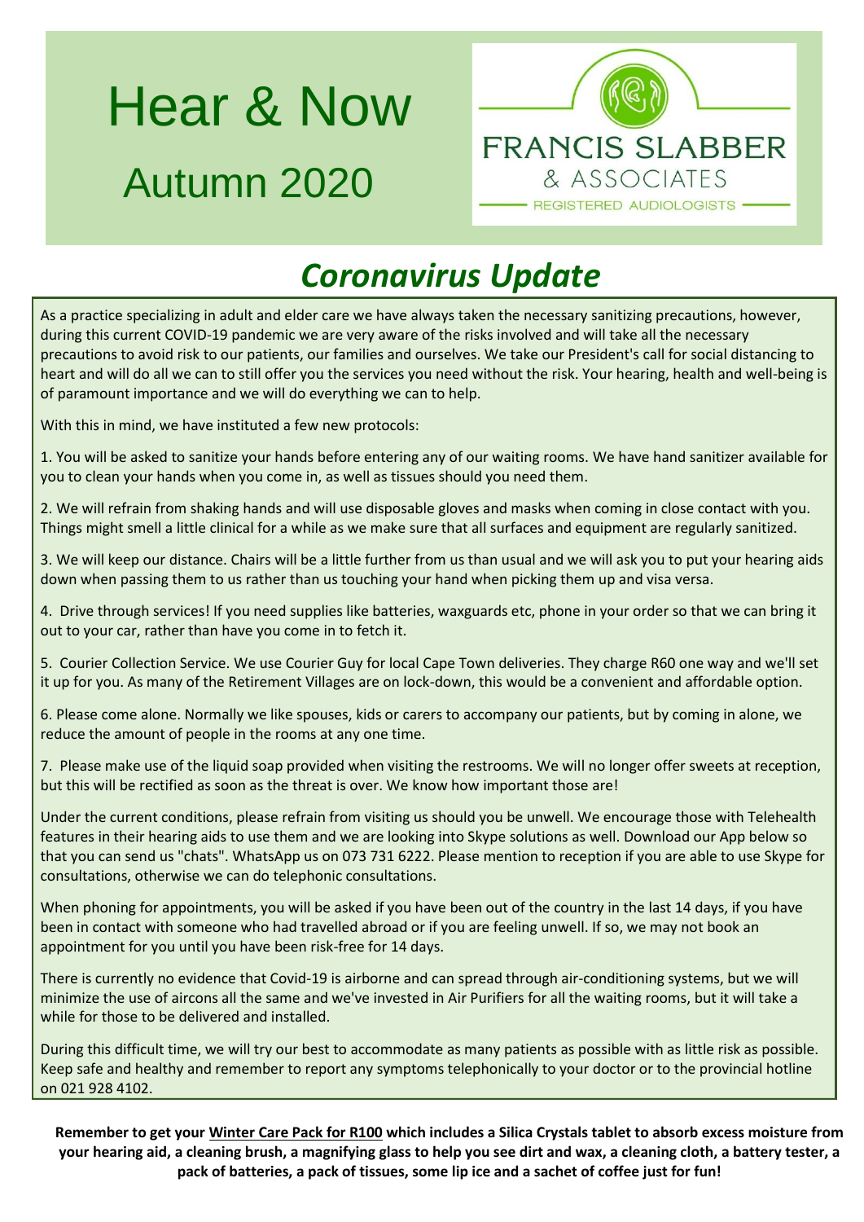# Hear & Now

## Autumn 2020

FRANCIS SLABBER
& ASSOCIATES
REGISTERED AUDIOLOGISTS

## *Coronavirus Update*

As a practice specializing in adult and elder care we have always taken the necessary sanitizing precautions, however, during this current COVID-19 pandemic we are very aware of the risks involved and will take all the necessary precautions to avoid risk to our patients, our families and ourselves. We take our President's call for social distancing to heart and will do all we can to still offer you the services you need without the risk. Your hearing, health and well-being is of paramount importance and we will do everything we can to help.

With this in mind, we have instituted a few new protocols:

1. You will be asked to sanitize your hands before entering any of our waiting rooms. We have hand sanitizer available for you to clean your hands when you come in, as well as tissues should you need them.

2. We will refrain from shaking hands and will use disposable gloves and masks when coming in close contact with you. Things might smell a little clinical for a while as we make sure that all surfaces and equipment are regularly sanitized.

3. We will keep our distance. Chairs will be a little further from us than usual and we will ask you to put your hearing aids down when passing them to us rather than us touching your hand when picking them up and visa versa.

4. Drive through services! If you need supplies like batteries, waxguards etc, phone in your order so that we can bring it out to your car, rather than have you come in to fetch it.

5. Courier Collection Service. We use Courier Guy for local Cape Town deliveries. They charge R60 one way and we'll set it up for you. As many of the Retirement Villages are on lock-down, this would be a convenient and affordable option.

6. Please come alone. Normally we like spouses, kids or carers to accompany our patients, but by coming in alone, we reduce the amount of people in the rooms at any one time.

7. Please make use of the liquid soap provided when visiting the restrooms. We will no longer offer sweets at reception, but this will be rectified as soon as the threat is over. We know how important those are!

Under the current conditions, please refrain from visiting us should you be unwell. We encourage those with Telehealth features in their hearing aids to use them and we are looking into Skype solutions as well. Download our App below so that you can send us "chats". WhatsApp us on 073 731 6222. Please mention to reception if you are able to use Skype for consultations, otherwise we can do telephonic consultations.

When phoning for appointments, you will be asked if you have been out of the country in the last 14 days, if you have been in contact with someone who had travelled abroad or if you are feeling unwell. If so, we may not book an appointment for you until you have been risk-free for 14 days.

There is currently no evidence that Covid-19 is airborne and can spread through air-conditioning systems, but we will minimize the use of aircons all the same and we've invested in Air Purifiers for all the waiting rooms, but it will take a while for those to be delivered and installed.

During this difficult time, we will try our best to accommodate as many patients as possible with as little risk as possible. Keep safe and healthy and remember to report any symptoms telephonically to your doctor or to the provincial hotline on 021 928 4102.

**Remember to get your <u>Winter Care Pack for R100</u> which includes a Silica Crystals tablet to absorb excess moisture from your hearing aid, a cleaning brush, a magnifying glass to help you see dirt and wax, a cleaning cloth, a battery tester, a pack of batteries, a pack of tissues, some lip ice and a sachet of coffee just for fun!**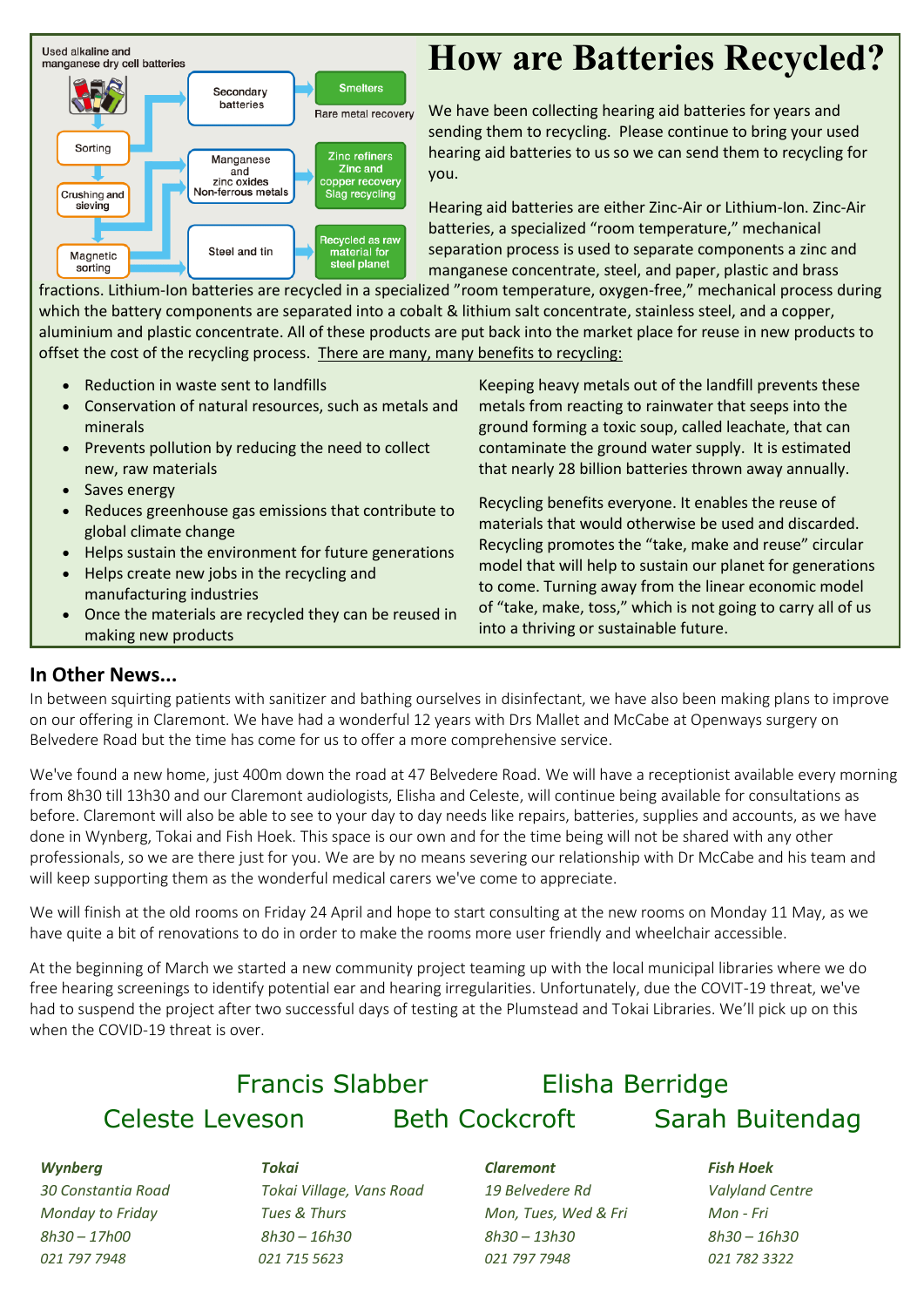Used alkaline and manganese dry cell batteries

Sorting

Crushing and sieving

Magnetic sorting

Secondary batteries

Manganese and zinc oxides Non-ferrous metals

Steel and tin

Smelters

Rare metal recovery

Zinc refiners Zinc and copper recovery Slag recycling

Recycled as raw material for steel planet

# How are Batteries Recycled?

We have been collecting hearing aid batteries for years and sending them to recycling. Please continue to bring your used hearing aid batteries to us so we can send them to recycling for you.

Hearing aid batteries are either Zinc-Air or Lithium-Ion. Zinc-Air batteries, a specialized "room temperature," mechanical separation process is used to separate components a zinc and manganese concentrate, steel, and paper, plastic and brass fractions. Lithium-Ion batteries are recycled in a specialized "room temperature, oxygen-free," mechanical process during which the battery components are separated into a cobalt & lithium salt concentrate, stainless steel, and a copper, aluminium and plastic concentrate. All of these products are put back into the market place for reuse in new products to offset the cost of the recycling process. There are many, many benefits to recycling:

- Reduction in waste sent to landfills
- Conservation of natural resources, such as metals and minerals
- Prevents pollution by reducing the need to collect new, raw materials
- Saves energy
- Reduces greenhouse gas emissions that contribute to global climate change
- Helps sustain the environment for future generations
- Helps create new jobs in the recycling and manufacturing industries
- Once the materials are recycled they can be reused in making new products

Keeping heavy metals out of the landfill prevents these metals from reacting to rainwater that seeps into the ground forming a toxic soup, called leachate, that can contaminate the ground water supply. It is estimated that nearly 28 billion batteries thrown away annually.

Recycling benefits everyone. It enables the reuse of materials that would otherwise be used and discarded. Recycling promotes the "take, make and reuse" circular model that will help to sustain our planet for generations to come. Turning away from the linear economic model of "take, make, toss," which is not going to carry all of us into a thriving or sustainable future.

## In Other News...

In between squirting patients with sanitizer and bathing ourselves in disinfectant, we have also been making plans to improve on our offering in Claremont. We have had a wonderful 12 years with Drs Mallet and McCabe at Openways surgery on Belvedere Road but the time has come for us to offer a more comprehensive service.

We've found a new home, just 400m down the road at 47 Belvedere Road. We will have a receptionist available every morning from 8h30 till 13h30 and our Claremont audiologists, Elisha and Celeste, will continue being available for consultations as before. Claremont will also be able to see to your day to day needs like repairs, batteries, supplies and accounts, as we have done in Wynberg, Tokai and Fish Hoek. This space is our own and for the time being will not be shared with any other professionals, so we are there just for you. We are by no means severing our relationship with Dr McCabe and his team and will keep supporting them as the wonderful medical carers we've come to appreciate.

We will finish at the old rooms on Friday 24 April and hope to start consulting at the new rooms on Monday 11 May, as we have quite a bit of renovations to do in order to make the rooms more user friendly and wheelchair accessible.

At the beginning of March we started a new community project teaming up with the local municipal libraries where we do free hearing screenings to identify potential ear and hearing irregularities. Unfortunately, due the COVIT-19 threat, we've had to suspend the project after two successful days of testing at the Plumstead and Tokai Libraries. We'll pick up on this when the COVID-19 threat is over.

Francis Slabber Elisha Berridge

Celeste Leveson Beth Cockcroft Sarah Buitendag

| | | | |
|---|---|---|---|
| ***Wynberg*** | ***Tokai*** | ***Claremont*** | ***Fish Hoek*** |
| *30 Constantia Road* | *Tokai Village, Vans Road* | *19 Belvedere Rd* | *Valyland Centre* |
| *Monday to Friday* | *Tues & Thurs* | *Mon, Tues, Wed & Fri* | *Mon - Fri* |
| *8h30 – 17h00* | *8h30 – 16h30* | *8h30 – 13h30* | *8h30 – 16h30* |
| *021 797 7948* | *021 715 5623* | *021 797 7948* | *021 782 3322* |